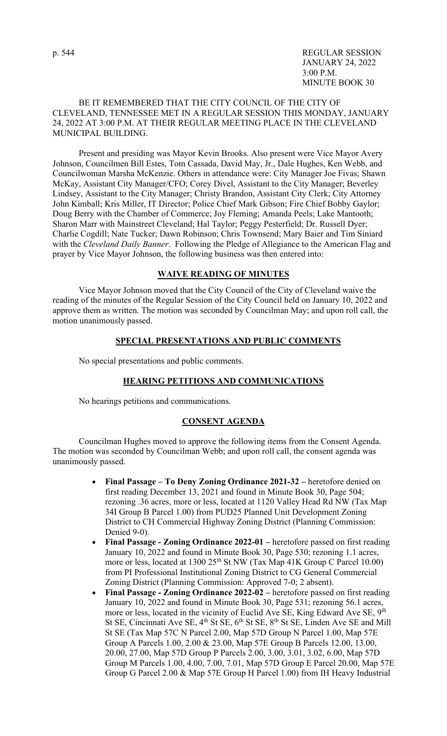REGULAR SESSION
JANUARY 24, 2022
3:00 P.M.
MINUTE BOOK 30

BE IT REMEMBERED THAT THE CITY COUNCIL OF THE CITY OF CLEVELAND, TENNESSEE MET IN A REGULAR SESSION THIS MONDAY, JANUARY 24, 2022 AT 3:00 P.M. AT THEIR REGULAR MEETING PLACE IN THE CLEVELAND MUNICIPAL BUILDING.

Present and presiding was Mayor Kevin Brooks. Also present were Vice Mayor Avery Johnson, Councilmen Bill Estes, Tom Cassada, David May, Jr., Dale Hughes, Ken Webb, and Councilwoman Marsha McKenzie. Others in attendance were: City Manager Joe Fivas; Shawn McKay, Assistant City Manager/CFO; Corey Divel, Assistant to the City Manager; Beverley Lindsey, Assistant to the City Manager; Christy Brandon, Assistant City Clerk; City Attorney John Kimball; Kris Miller, IT Director; Police Chief Mark Gibson; Fire Chief Bobby Gaylor; Doug Berry with the Chamber of Commerce; Joy Fleming; Amanda Peels; Lake Mantooth; Sharon Marr with Mainstreet Cleveland; Hal Taylor; Peggy Pesterfield; Dr. Russell Dyer; Charlie Cogdill; Nate Tucker; Dawn Robinson; Chris Townsend; Mary Baier and Tim Siniard with the *Cleveland Daily Banner*. Following the Pledge of Allegiance to the American Flag and prayer by Vice Mayor Johnson, the following business was then entered into:

## WAIVE READING OF MINUTES

Vice Mayor Johnson moved that the City Council of the City of Cleveland waive the reading of the minutes of the Regular Session of the City Council held on January 10, 2022 and approve them as written. The motion was seconded by Councilman May; and upon roll call, the motion unanimously passed.

## SPECIAL PRESENTATIONS AND PUBLIC COMMENTS

No special presentations and public comments.

## HEARING PETITIONS AND COMMUNICATIONS

No hearings petitions and communications.

## CONSENT AGENDA

Councilman Hughes moved to approve the following items from the Consent Agenda. The motion was seconded by Councilman Webb; and upon roll call, the consent agenda was unanimously passed.

- **Final Passage – To Deny Zoning Ordinance 2021-32 –** heretofore denied on first reading December 13, 2021 and found in Minute Book 30, Page 504; rezoning .36 acres, more or less, located at 1120 Valley Head Rd NW (Tax Map 34I Group B Parcel 1.00) from PUD25 Planned Unit Development Zoning District to CH Commercial Highway Zoning District (Planning Commission: Denied 9-0).
- **Final Passage - Zoning Ordinance 2022-01 –** heretofore passed on first reading January 10, 2022 and found in Minute Book 30, Page 530; rezoning 1.1 acres, more or less, located at 1300 25th St NW (Tax Map 41K Group C Parcel 10.00) from PI Professional Institutional Zoning District to CG General Commercial Zoning District (Planning Commission: Approved 7-0; 2 absent).
- **Final Passage - Zoning Ordinance 2022-02 –** heretofore passed on first reading January 10, 2022 and found in Minute Book 30, Page 531; rezoning 56.1 acres, more or less, located in the vicinity of Euclid Ave SE, King Edward Ave SE, 9th St SE, Cincinnati Ave SE, 4th St SE, 6th St SE, 8th St SE, Linden Ave SE and Mill St SE (Tax Map 57C N Parcel 2.00, Map 57D Group N Parcel 1.00, Map 57E Group A Parcels 1.00, 2.00 & 23.00, Map 57E Group B Parcels 12.00, 13.00, 20.00, 27.00, Map 57D Group P Parcels 2.00, 3.00, 3.01, 3.02, 6.00, Map 57D Group M Parcels 1.00, 4.00, 7.00, 7.01, Map 57D Group E Parcel 20.00, Map 57E Group G Parcel 2.00 & Map 57E Group H Parcel 1.00) from IH Heavy Industrial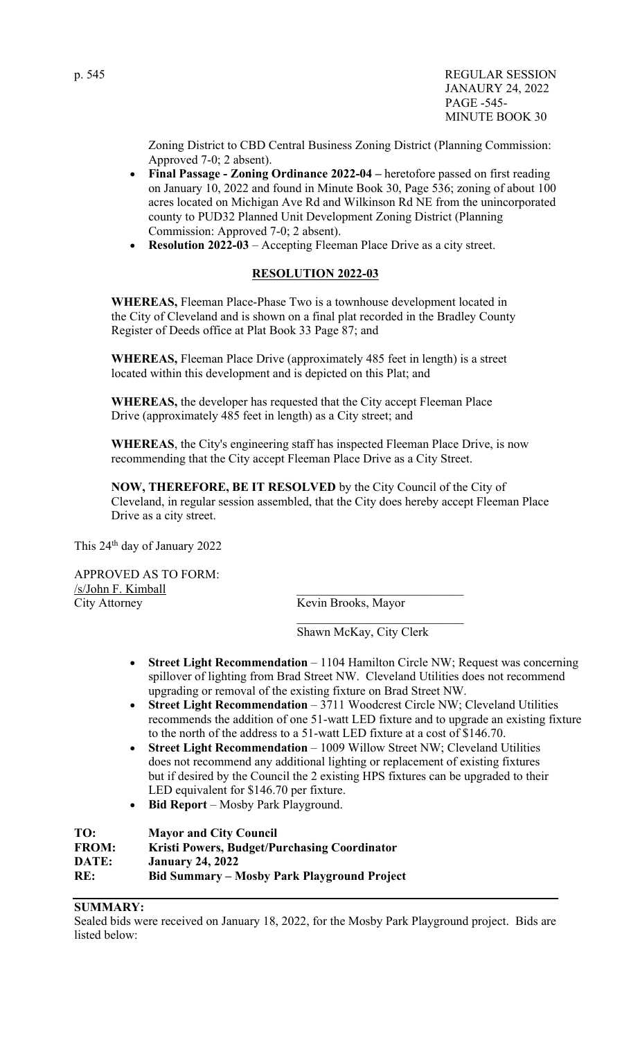Zoning District to CBD Central Business Zoning District (Planning Commission: Approved 7-0; 2 absent).

- **Final Passage - Zoning Ordinance 2022-04 –** heretofore passed on first reading on January 10, 2022 and found in Minute Book 30, Page 536; zoning of about 100 acres located on Michigan Ave Rd and Wilkinson Rd NE from the unincorporated county to PUD32 Planned Unit Development Zoning District (Planning Commission: Approved 7-0; 2 absent).
- **Resolution 2022-03** – Accepting Fleeman Place Drive as a city street.

## RESOLUTION 2022-03

**WHEREAS,** Fleeman Place-Phase Two is a townhouse development located in the City of Cleveland and is shown on a final plat recorded in the Bradley County Register of Deeds office at Plat Book 33 Page 87; and

**WHEREAS,** Fleeman Place Drive (approximately 485 feet in length) is a street located within this development and is depicted on this Plat; and

**WHEREAS,** the developer has requested that the City accept Fleeman Place Drive (approximately 485 feet in length) as a City street; and

**WHEREAS**, the City's engineering staff has inspected Fleeman Place Drive, is now recommending that the City accept Fleeman Place Drive as a City Street.

**NOW, THEREFORE, BE IT RESOLVED** by the City Council of the City of Cleveland, in regular session assembled, that the City does hereby accept Fleeman Place Drive as a city street.

This 24th day of January 2022

APPROVED AS TO FORM:
/s/John F. Kimball
City Attorney

Kevin Brooks, Mayor

Shawn McKay, City Clerk

- **Street Light Recommendation** – 1104 Hamilton Circle NW; Request was concerning spillover of lighting from Brad Street NW. Cleveland Utilities does not recommend upgrading or removal of the existing fixture on Brad Street NW.
- **Street Light Recommendation** – 3711 Woodcrest Circle NW; Cleveland Utilities recommends the addition of one 51-watt LED fixture and to upgrade an existing fixture to the north of the address to a 51-watt LED fixture at a cost of $146.70.
- **Street Light Recommendation** – 1009 Willow Street NW; Cleveland Utilities does not recommend any additional lighting or replacement of existing fixtures but if desired by the Council the 2 existing HPS fixtures can be upgraded to their LED equivalent for $146.70 per fixture.
- **Bid Report** – Mosby Park Playground.

**TO:** **Mayor and City Council**
**FROM:** **Kristi Powers, Budget/Purchasing Coordinator**
**DATE:** **January 24, 2022**
**RE:** **Bid Summary – Mosby Park Playground Project**

**SUMMARY:**
Sealed bids were received on January 18, 2022, for the Mosby Park Playground project. Bids are listed below: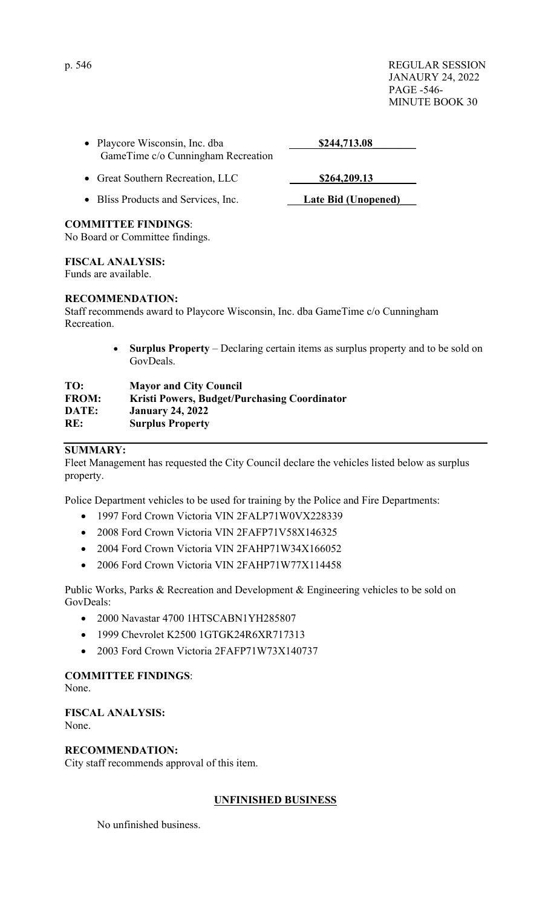- Playcore Wisconsin, Inc. dba GameTime c/o Cunningham Recreation — **\$244,713.08**
- Great Southern Recreation, LLC — **\$264,209.13**
- Bliss Products and Services, Inc. — **Late Bid (Unopened)**

**COMMITTEE FINDINGS**:
No Board or Committee findings.

**FISCAL ANALYSIS:**
Funds are available.

**RECOMMENDATION:**
Staff recommends award to Playcore Wisconsin, Inc. dba GameTime c/o Cunningham Recreation.

- **Surplus Property** – Declaring certain items as surplus property and to be sold on GovDeals.

**TO:** **Mayor and City Council**
**FROM:** **Kristi Powers, Budget/Purchasing Coordinator**
**DATE:** **January 24, 2022**
**RE:** **Surplus Property**

**SUMMARY:**
Fleet Management has requested the City Council declare the vehicles listed below as surplus property.

Police Department vehicles to be used for training by the Police and Fire Departments:

- 1997 Ford Crown Victoria VIN 2FALP71W0VX228339
- 2008 Ford Crown Victoria VIN 2FAFP71V58X146325
- 2004 Ford Crown Victoria VIN 2FAHP71W34X166052
- 2006 Ford Crown Victoria VIN 2FAHP71W77X114458

Public Works, Parks & Recreation and Development & Engineering vehicles to be sold on GovDeals:

- 2000 Navastar 4700 1HTSCABN1YH285807
- 1999 Chevrolet K2500 1GTGK24R6XR717313
- 2003 Ford Crown Victoria 2FAFP71W73X140737

**COMMITTEE FINDINGS**:
None.

**FISCAL ANALYSIS:**
None.

**RECOMMENDATION:**
City staff recommends approval of this item.

## UNFINISHED BUSINESS

No unfinished business.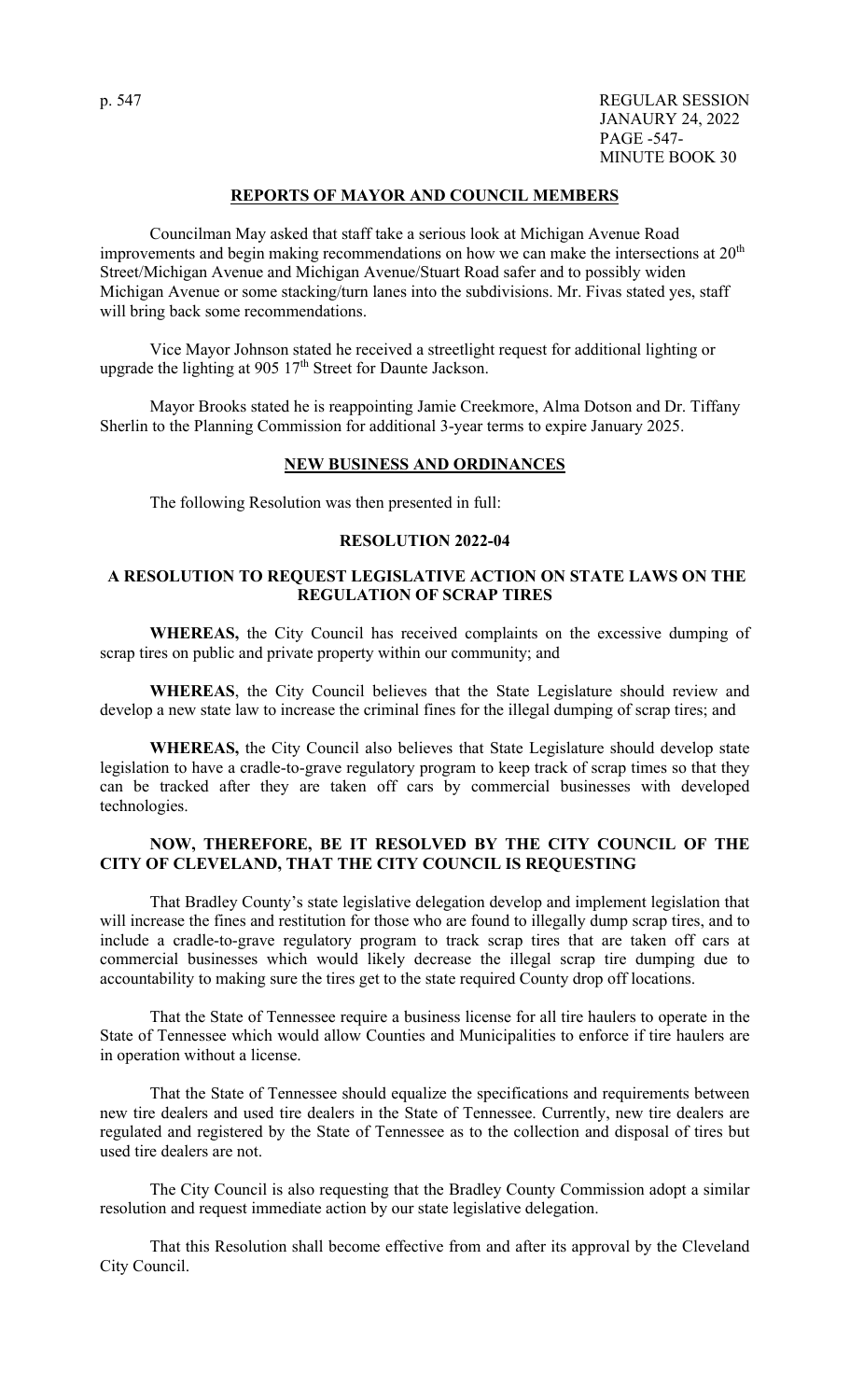## REPORTS OF MAYOR AND COUNCIL MEMBERS

Councilman May asked that staff take a serious look at Michigan Avenue Road improvements and begin making recommendations on how we can make the intersections at 20th Street/Michigan Avenue and Michigan Avenue/Stuart Road safer and to possibly widen Michigan Avenue or some stacking/turn lanes into the subdivisions. Mr. Fivas stated yes, staff will bring back some recommendations.

Vice Mayor Johnson stated he received a streetlight request for additional lighting or upgrade the lighting at 905 17th Street for Daunte Jackson.

Mayor Brooks stated he is reappointing Jamie Creekmore, Alma Dotson and Dr. Tiffany Sherlin to the Planning Commission for additional 3-year terms to expire January 2025.

## NEW BUSINESS AND ORDINANCES

The following Resolution was then presented in full:

### RESOLUTION 2022-04

### A RESOLUTION TO REQUEST LEGISLATIVE ACTION ON STATE LAWS ON THE REGULATION OF SCRAP TIRES

**WHEREAS,** the City Council has received complaints on the excessive dumping of scrap tires on public and private property within our community; and

**WHEREAS**, the City Council believes that the State Legislature should review and develop a new state law to increase the criminal fines for the illegal dumping of scrap tires; and

**WHEREAS,** the City Council also believes that State Legislature should develop state legislation to have a cradle-to-grave regulatory program to keep track of scrap times so that they can be tracked after they are taken off cars by commercial businesses with developed technologies.

**NOW, THEREFORE, BE IT RESOLVED BY THE CITY COUNCIL OF THE CITY OF CLEVELAND, THAT THE CITY COUNCIL IS REQUESTING**

That Bradley County's state legislative delegation develop and implement legislation that will increase the fines and restitution for those who are found to illegally dump scrap tires, and to include a cradle-to-grave regulatory program to track scrap tires that are taken off cars at commercial businesses which would likely decrease the illegal scrap tire dumping due to accountability to making sure the tires get to the state required County drop off locations.

That the State of Tennessee require a business license for all tire haulers to operate in the State of Tennessee which would allow Counties and Municipalities to enforce if tire haulers are in operation without a license.

That the State of Tennessee should equalize the specifications and requirements between new tire dealers and used tire dealers in the State of Tennessee. Currently, new tire dealers are regulated and registered by the State of Tennessee as to the collection and disposal of tires but used tire dealers are not.

The City Council is also requesting that the Bradley County Commission adopt a similar resolution and request immediate action by our state legislative delegation.

That this Resolution shall become effective from and after its approval by the Cleveland City Council.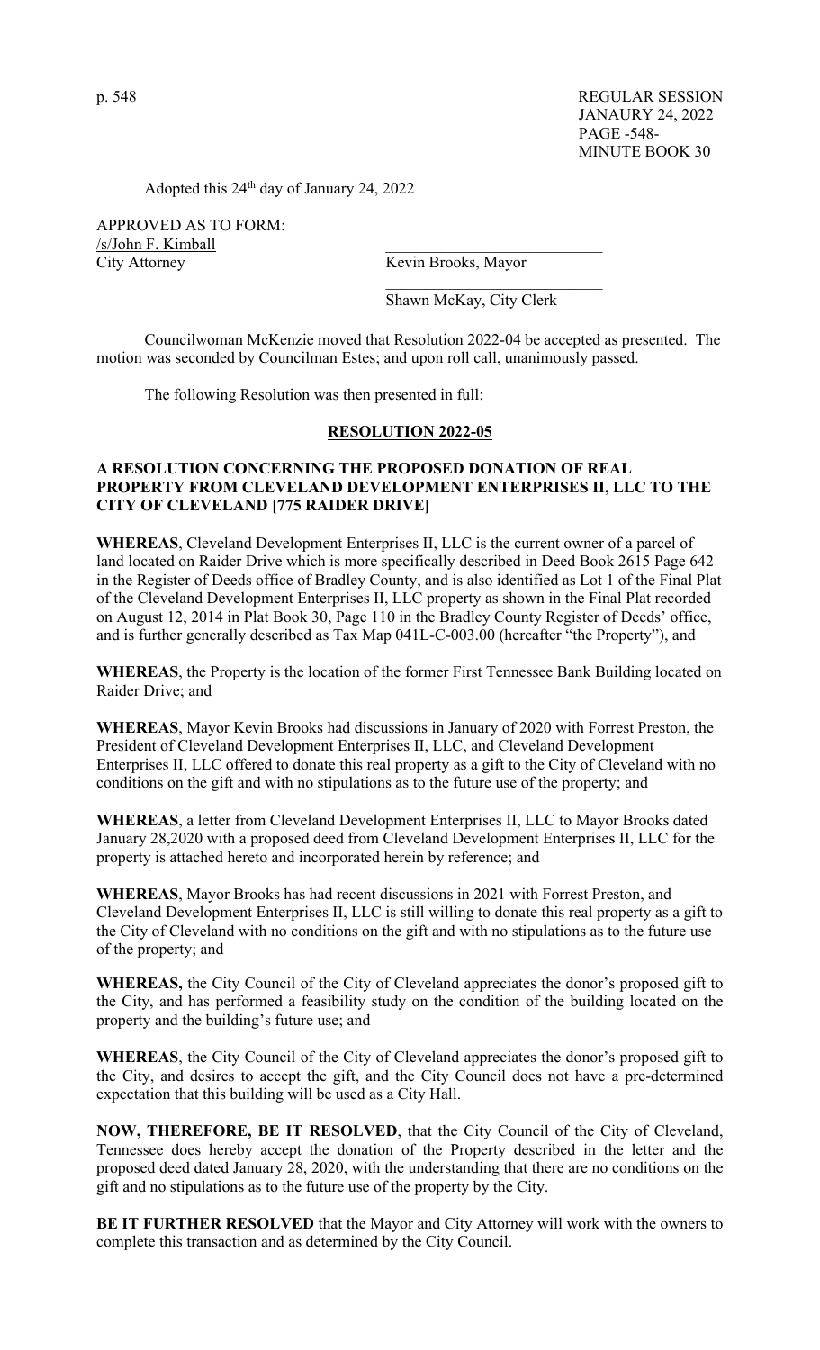Adopted this 24th day of January 24, 2022

APPROVED AS TO FORM:
/s/John F. Kimball
City Attorney

\_\_\_\_\_\_\_\_\_\_\_\_\_\_\_\_\_\_\_\_\_\_\_\_\_\_\_
Kevin Brooks, Mayor

\_\_\_\_\_\_\_\_\_\_\_\_\_\_\_\_\_\_\_\_\_\_\_\_\_\_\_
Shawn McKay, City Clerk

Councilwoman McKenzie moved that Resolution 2022-04 be accepted as presented. The motion was seconded by Councilman Estes; and upon roll call, unanimously passed.

The following Resolution was then presented in full:

## RESOLUTION 2022-05

**A RESOLUTION CONCERNING THE PROPOSED DONATION OF REAL PROPERTY FROM CLEVELAND DEVELOPMENT ENTERPRISES II, LLC TO THE CITY OF CLEVELAND [775 RAIDER DRIVE]**

**WHEREAS**, Cleveland Development Enterprises II, LLC is the current owner of a parcel of land located on Raider Drive which is more specifically described in Deed Book 2615 Page 642 in the Register of Deeds office of Bradley County, and is also identified as Lot 1 of the Final Plat of the Cleveland Development Enterprises II, LLC property as shown in the Final Plat recorded on August 12, 2014 in Plat Book 30, Page 110 in the Bradley County Register of Deeds' office, and is further generally described as Tax Map 041L-C-003.00 (hereafter "the Property"), and

**WHEREAS**, the Property is the location of the former First Tennessee Bank Building located on Raider Drive; and

**WHEREAS**, Mayor Kevin Brooks had discussions in January of 2020 with Forrest Preston, the President of Cleveland Development Enterprises II, LLC, and Cleveland Development Enterprises II, LLC offered to donate this real property as a gift to the City of Cleveland with no conditions on the gift and with no stipulations as to the future use of the property; and

**WHEREAS**, a letter from Cleveland Development Enterprises II, LLC to Mayor Brooks dated January 28,2020 with a proposed deed from Cleveland Development Enterprises II, LLC for the property is attached hereto and incorporated herein by reference; and

**WHEREAS**, Mayor Brooks has had recent discussions in 2021 with Forrest Preston, and Cleveland Development Enterprises II, LLC is still willing to donate this real property as a gift to the City of Cleveland with no conditions on the gift and with no stipulations as to the future use of the property; and

**WHEREAS,** the City Council of the City of Cleveland appreciates the donor's proposed gift to the City, and has performed a feasibility study on the condition of the building located on the property and the building's future use; and

**WHEREAS**, the City Council of the City of Cleveland appreciates the donor's proposed gift to the City, and desires to accept the gift, and the City Council does not have a pre-determined expectation that this building will be used as a City Hall.

**NOW, THEREFORE, BE IT RESOLVED**, that the City Council of the City of Cleveland, Tennessee does hereby accept the donation of the Property described in the letter and the proposed deed dated January 28, 2020, with the understanding that there are no conditions on the gift and no stipulations as to the future use of the property by the City.

**BE IT FURTHER RESOLVED** that the Mayor and City Attorney will work with the owners to complete this transaction and as determined by the City Council.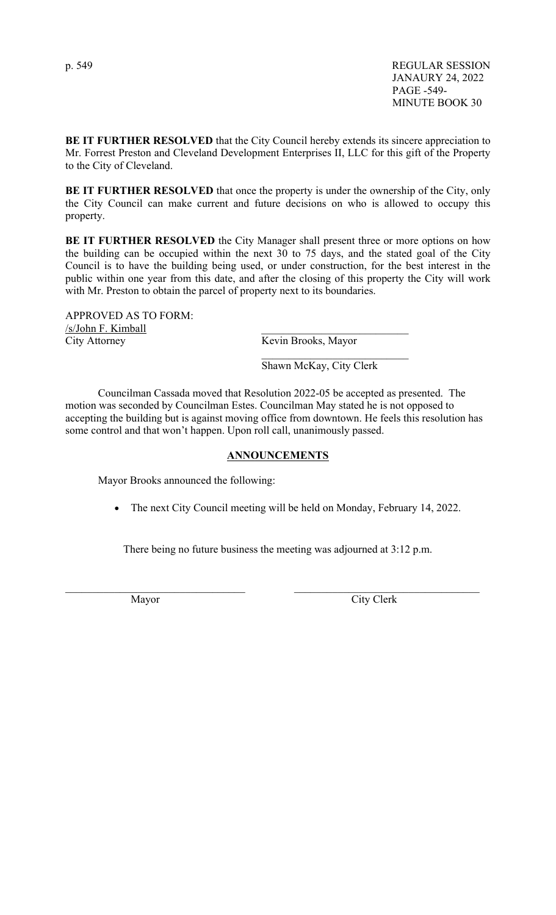**BE IT FURTHER RESOLVED** that the City Council hereby extends its sincere appreciation to Mr. Forrest Preston and Cleveland Development Enterprises II, LLC for this gift of the Property to the City of Cleveland.

**BE IT FURTHER RESOLVED** that once the property is under the ownership of the City, only the City Council can make current and future decisions on who is allowed to occupy this property.

**BE IT FURTHER RESOLVED** the City Manager shall present three or more options on how the building can be occupied within the next 30 to 75 days, and the stated goal of the City Council is to have the building being used, or under construction, for the best interest in the public within one year from this date, and after the closing of this property the City will work with Mr. Preston to obtain the parcel of property next to its boundaries.

APPROVED AS TO FORM:
/s/John F. Kimball
City Attorney

\_\_\_\_\_\_\_\_\_\_\_\_\_\_\_\_\_\_\_\_\_\_\_\_\_\_\_
Kevin Brooks, Mayor

\_\_\_\_\_\_\_\_\_\_\_\_\_\_\_\_\_\_\_\_\_\_\_\_\_\_\_
Shawn McKay, City Clerk

Councilman Cassada moved that Resolution 2022-05 be accepted as presented. The motion was seconded by Councilman Estes. Councilman May stated he is not opposed to accepting the building but is against moving office from downtown. He feels this resolution has some control and that won't happen. Upon roll call, unanimously passed.

## ANNOUNCEMENTS

Mayor Brooks announced the following:

- The next City Council meeting will be held on Monday, February 14, 2022.

There being no future business the meeting was adjourned at 3:12 p.m.

\_\_\_\_\_\_\_\_\_\_\_\_\_\_\_\_\_\_\_\_\_\_\_\_\_\_\_
Mayor

\_\_\_\_\_\_\_\_\_\_\_\_\_\_\_\_\_\_\_\_\_\_\_\_\_\_\_
City Clerk